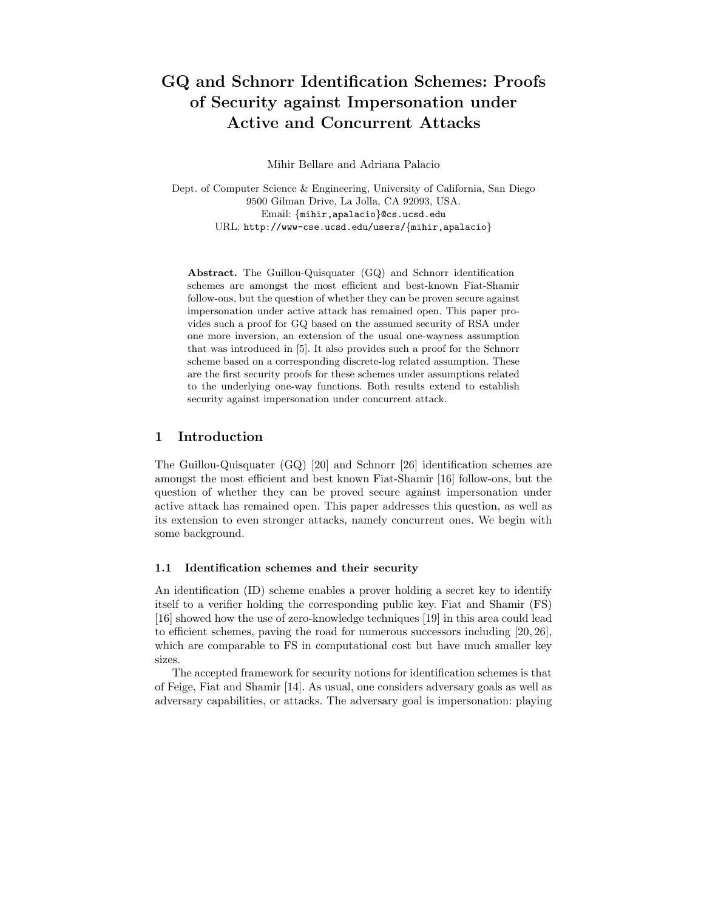# GQ and Schnorr Identification Schemes: Proofs of Security against Impersonation under Active and Concurrent Attacks

Mihir Bellare and Adriana Palacio

Dept. of Computer Science & Engineering, University of California, San Diego
9500 Gilman Drive, La Jolla, CA 92093, USA.
Email: {mihir,apalacio}@cs.ucsd.edu
URL: http://www-cse.ucsd.edu/users/{mihir,apalacio}

**Abstract.** The Guillou-Quisquater (GQ) and Schnorr identification schemes are amongst the most efficient and best-known Fiat-Shamir follow-ons, but the question of whether they can be proven secure against impersonation under active attack has remained open. This paper provides such a proof for GQ based on the assumed security of RSA under one more inversion, an extension of the usual one-wayness assumption that was introduced in [5]. It also provides such a proof for the Schnorr scheme based on a corresponding discrete-log related assumption. These are the first security proofs for these schemes under assumptions related to the underlying one-way functions. Both results extend to establish security against impersonation under concurrent attack.

## 1 Introduction

The Guillou-Quisquater (GQ) [20] and Schnorr [26] identification schemes are amongst the most efficient and best known Fiat-Shamir [16] follow-ons, but the question of whether they can be proved secure against impersonation under active attack has remained open. This paper addresses this question, as well as its extension to even stronger attacks, namely concurrent ones. We begin with some background.

### 1.1 Identification schemes and their security

An identification (ID) scheme enables a prover holding a secret key to identify itself to a verifier holding the corresponding public key. Fiat and Shamir (FS) [16] showed how the use of zero-knowledge techniques [19] in this area could lead to efficient schemes, paving the road for numerous successors including [20, 26], which are comparable to FS in computational cost but have much smaller key sizes.

The accepted framework for security notions for identification schemes is that of Feige, Fiat and Shamir [14]. As usual, one considers adversary goals as well as adversary capabilities, or attacks. The adversary goal is impersonation: playing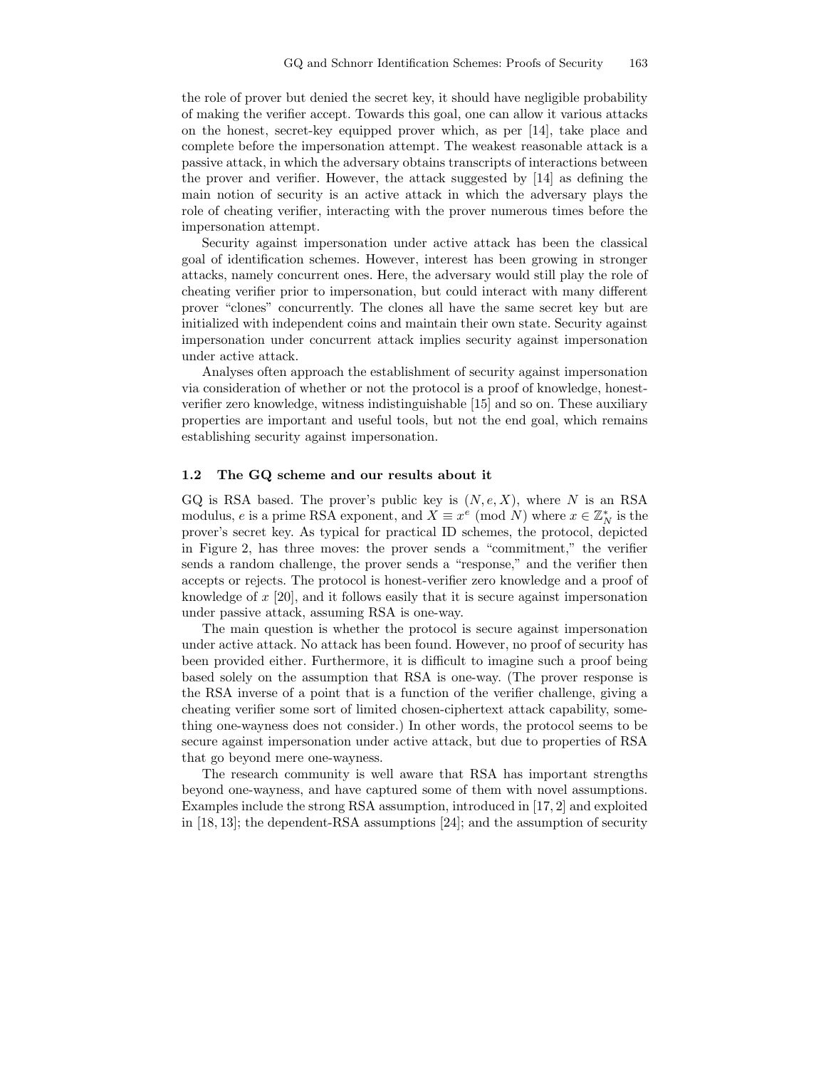the role of prover but denied the secret key, it should have negligible probability of making the verifier accept. Towards this goal, one can allow it various attacks on the honest, secret-key equipped prover which, as per [14], take place and complete before the impersonation attempt. The weakest reasonable attack is a passive attack, in which the adversary obtains transcripts of interactions between the prover and verifier. However, the attack suggested by [14] as defining the main notion of security is an active attack in which the adversary plays the role of cheating verifier, interacting with the prover numerous times before the impersonation attempt.

Security against impersonation under active attack has been the classical goal of identification schemes. However, interest has been growing in stronger attacks, namely concurrent ones. Here, the adversary would still play the role of cheating verifier prior to impersonation, but could interact with many different prover "clones" concurrently. The clones all have the same secret key but are initialized with independent coins and maintain their own state. Security against impersonation under concurrent attack implies security against impersonation under active attack.

Analyses often approach the establishment of security against impersonation via consideration of whether or not the protocol is a proof of knowledge, honest-verifier zero knowledge, witness indistinguishable [15] and so on. These auxiliary properties are important and useful tools, but not the end goal, which remains establishing security against impersonation.

### 1.2 The GQ scheme and our results about it

GQ is RSA based. The prover's public key is $(N, e, X)$, where $N$ is an RSA modulus, $e$ is a prime RSA exponent, and $X \equiv x^e \pmod{N}$ where $x \in \mathbb{Z}_N^*$ is the prover's secret key. As typical for practical ID schemes, the protocol, depicted in Figure 2, has three moves: the prover sends a "commitment," the verifier sends a random challenge, the prover sends a "response," and the verifier then accepts or rejects. The protocol is honest-verifier zero knowledge and a proof of knowledge of $x$ [20], and it follows easily that it is secure against impersonation under passive attack, assuming RSA is one-way.

The main question is whether the protocol is secure against impersonation under active attack. No attack has been found. However, no proof of security has been provided either. Furthermore, it is difficult to imagine such a proof being based solely on the assumption that RSA is one-way. (The prover response is the RSA inverse of a point that is a function of the verifier challenge, giving a cheating verifier some sort of limited chosen-ciphertext attack capability, something one-wayness does not consider.) In other words, the protocol seems to be secure against impersonation under active attack, but due to properties of RSA that go beyond mere one-wayness.

The research community is well aware that RSA has important strengths beyond one-wayness, and have captured some of them with novel assumptions. Examples include the strong RSA assumption, introduced in [17, 2] and exploited in [18, 13]; the dependent-RSA assumptions [24]; and the assumption of security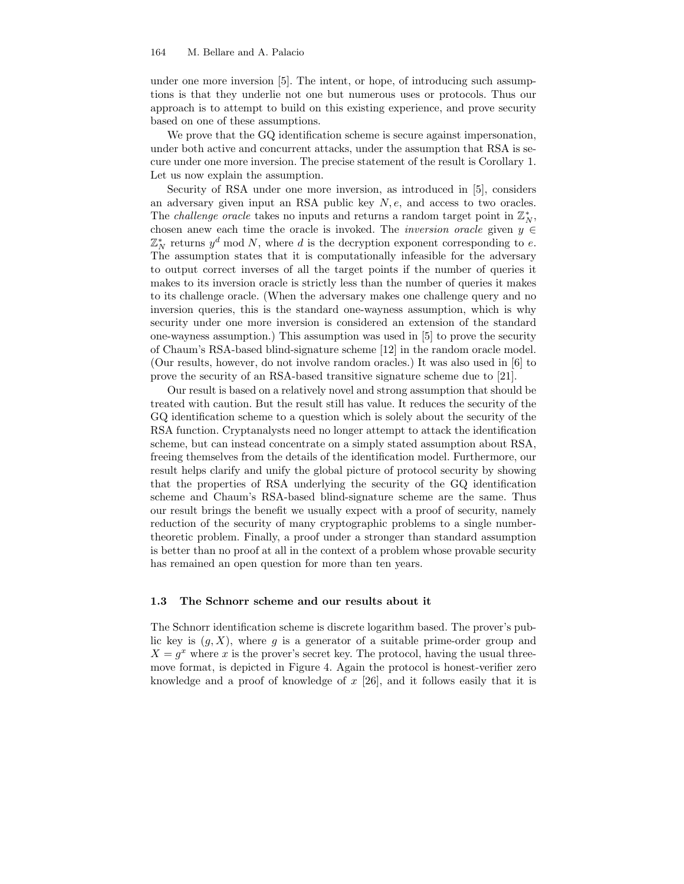under one more inversion [5]. The intent, or hope, of introducing such assumptions is that they underlie not one but numerous uses or protocols. Thus our approach is to attempt to build on this existing experience, and prove security based on one of these assumptions.

We prove that the GQ identification scheme is secure against impersonation, under both active and concurrent attacks, under the assumption that RSA is secure under one more inversion. The precise statement of the result is Corollary 1. Let us now explain the assumption.

Security of RSA under one more inversion, as introduced in [5], considers an adversary given input an RSA public key $N, e$, and access to two oracles. The *challenge oracle* takes no inputs and returns a random target point in $\mathbb{Z}_N^*$, chosen anew each time the oracle is invoked. The *inversion oracle* given $y \in \mathbb{Z}_N^*$ returns $y^d \bmod N$, where $d$ is the decryption exponent corresponding to $e$. The assumption states that it is computationally infeasible for the adversary to output correct inverses of all the target points if the number of queries it makes to its inversion oracle is strictly less than the number of queries it makes to its challenge oracle. (When the adversary makes one challenge query and no inversion queries, this is the standard one-wayness assumption, which is why security under one more inversion is considered an extension of the standard one-wayness assumption.) This assumption was used in [5] to prove the security of Chaum's RSA-based blind-signature scheme [12] in the random oracle model. (Our results, however, do not involve random oracles.) It was also used in [6] to prove the security of an RSA-based transitive signature scheme due to [21].

Our result is based on a relatively novel and strong assumption that should be treated with caution. But the result still has value. It reduces the security of the GQ identification scheme to a question which is solely about the security of the RSA function. Cryptanalysts need no longer attempt to attack the identification scheme, but can instead concentrate on a simply stated assumption about RSA, freeing themselves from the details of the identification model. Furthermore, our result helps clarify and unify the global picture of protocol security by showing that the properties of RSA underlying the security of the GQ identification scheme and Chaum's RSA-based blind-signature scheme are the same. Thus our result brings the benefit we usually expect with a proof of security, namely reduction of the security of many cryptographic problems to a single number-theoretic problem. Finally, a proof under a stronger than standard assumption is better than no proof at all in the context of a problem whose provable security has remained an open question for more than ten years.

### 1.3 The Schnorr scheme and our results about it

The Schnorr identification scheme is discrete logarithm based. The prover's public key is $(g, X)$, where $g$ is a generator of a suitable prime-order group and $X = g^x$ where $x$ is the prover's secret key. The protocol, having the usual three-move format, is depicted in Figure 4. Again the protocol is honest-verifier zero knowledge and a proof of knowledge of $x$ [26], and it follows easily that it is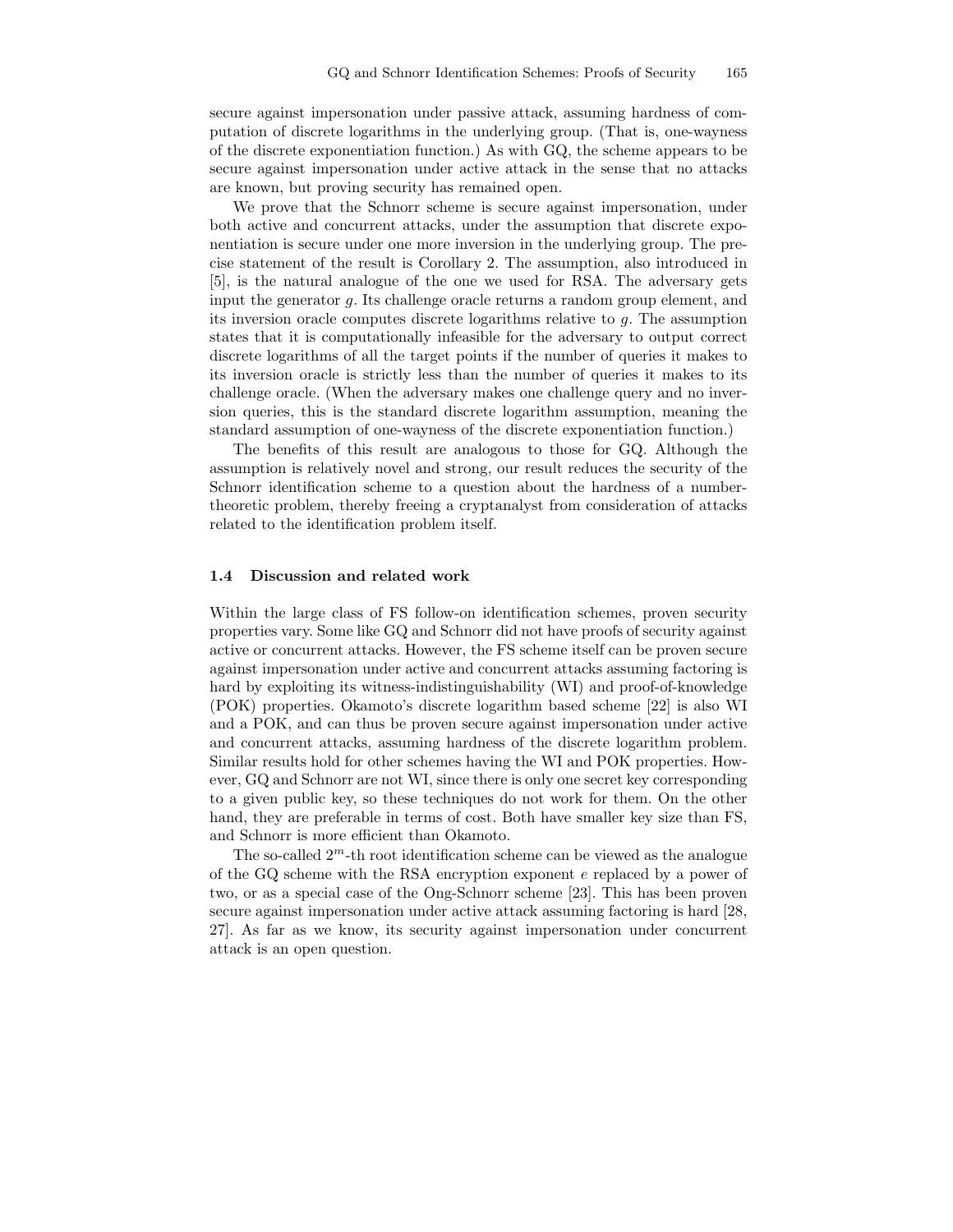secure against impersonation under passive attack, assuming hardness of computation of discrete logarithms in the underlying group. (That is, one-wayness of the discrete exponentiation function.) As with GQ, the scheme appears to be secure against impersonation under active attack in the sense that no attacks are known, but proving security has remained open.

We prove that the Schnorr scheme is secure against impersonation, under both active and concurrent attacks, under the assumption that discrete exponentiation is secure under one more inversion in the underlying group. The precise statement of the result is Corollary 2. The assumption, also introduced in [5], is the natural analogue of the one we used for RSA. The adversary gets input the generator $g$. Its challenge oracle returns a random group element, and its inversion oracle computes discrete logarithms relative to $g$. The assumption states that it is computationally infeasible for the adversary to output correct discrete logarithms of all the target points if the number of queries it makes to its inversion oracle is strictly less than the number of queries it makes to its challenge oracle. (When the adversary makes one challenge query and no inversion queries, this is the standard discrete logarithm assumption, meaning the standard assumption of one-wayness of the discrete exponentiation function.)

The benefits of this result are analogous to those for GQ. Although the assumption is relatively novel and strong, our result reduces the security of the Schnorr identification scheme to a question about the hardness of a number-theoretic problem, thereby freeing a cryptanalyst from consideration of attacks related to the identification problem itself.

### 1.4 Discussion and related work

Within the large class of FS follow-on identification schemes, proven security properties vary. Some like GQ and Schnorr did not have proofs of security against active or concurrent attacks. However, the FS scheme itself can be proven secure against impersonation under active and concurrent attacks assuming factoring is hard by exploiting its witness-indistinguishability (WI) and proof-of-knowledge (POK) properties. Okamoto's discrete logarithm based scheme [22] is also WI and a POK, and can thus be proven secure against impersonation under active and concurrent attacks, assuming hardness of the discrete logarithm problem. Similar results hold for other schemes having the WI and POK properties. However, GQ and Schnorr are not WI, since there is only one secret key corresponding to a given public key, so these techniques do not work for them. On the other hand, they are preferable in terms of cost. Both have smaller key size than FS, and Schnorr is more efficient than Okamoto.

The so-called $2^m$-th root identification scheme can be viewed as the analogue of the GQ scheme with the RSA encryption exponent $e$ replaced by a power of two, or as a special case of the Ong-Schnorr scheme [23]. This has been proven secure against impersonation under active attack assuming factoring is hard [28, 27]. As far as we know, its security against impersonation under concurrent attack is an open question.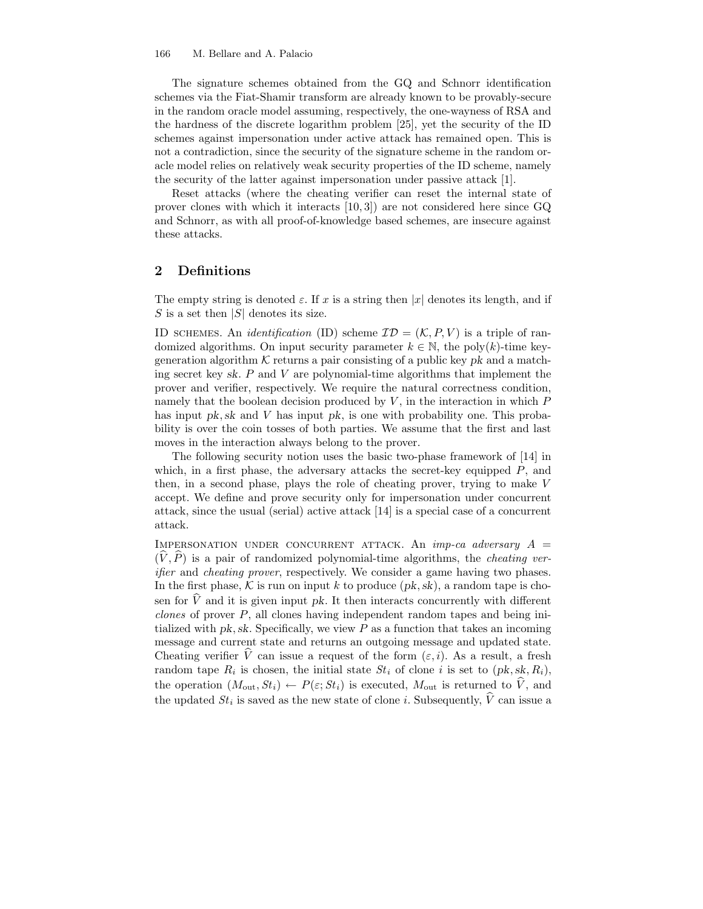The signature schemes obtained from the GQ and Schnorr identification schemes via the Fiat-Shamir transform are already known to be provably-secure in the random oracle model assuming, respectively, the one-wayness of RSA and the hardness of the discrete logarithm problem [25], yet the security of the ID schemes against impersonation under active attack has remained open. This is not a contradiction, since the security of the signature scheme in the random oracle model relies on relatively weak security properties of the ID scheme, namely the security of the latter against impersonation under passive attack [1].

Reset attacks (where the cheating verifier can reset the internal state of prover clones with which it interacts [10, 3]) are not considered here since GQ and Schnorr, as with all proof-of-knowledge based schemes, are insecure against these attacks.

## 2 Definitions

The empty string is denoted $\varepsilon$. If $x$ is a string then $|x|$ denotes its length, and if $S$ is a set then $|S|$ denotes its size.

ID SCHEMES. An *identification* (ID) scheme $\mathcal{ID} = (\mathcal{K}, P, V)$ is a triple of randomized algorithms. On input security parameter $k \in \mathbb{N}$, the poly($k$)-time key-generation algorithm $\mathcal{K}$ returns a pair consisting of a public key $pk$ and a matching secret key $sk$. $P$ and $V$ are polynomial-time algorithms that implement the prover and verifier, respectively. We require the natural correctness condition, namely that the boolean decision produced by $V$, in the interaction in which $P$ has input $pk, sk$ and $V$ has input $pk$, is one with probability one. This probability is over the coin tosses of both parties. We assume that the first and last moves in the interaction always belong to the prover.

The following security notion uses the basic two-phase framework of [14] in which, in a first phase, the adversary attacks the secret-key equipped $P$, and then, in a second phase, plays the role of cheating prover, trying to make $V$ accept. We define and prove security only for impersonation under concurrent attack, since the usual (serial) active attack [14] is a special case of a concurrent attack.

IMPERSONATION UNDER CONCURRENT ATTACK. An *imp-ca adversary* $A = (\widehat{V}, \widehat{P})$ is a pair of randomized polynomial-time algorithms, the *cheating verifier* and *cheating prover*, respectively. We consider a game having two phases. In the first phase, $\mathcal{K}$ is run on input $k$ to produce $(pk, sk)$, a random tape is chosen for $\widehat{V}$ and it is given input $pk$. It then interacts concurrently with different *clones* of prover $P$, all clones having independent random tapes and being initialized with $pk, sk$. Specifically, we view $P$ as a function that takes an incoming message and current state and returns an outgoing message and updated state. Cheating verifier $\widehat{V}$ can issue a request of the form $(\varepsilon, i)$. As a result, a fresh random tape $R_i$ is chosen, the initial state $St_i$ of clone $i$ is set to $(pk, sk, R_i)$, the operation $(M_{\text{out}}, St_i) \leftarrow P(\varepsilon; St_i)$ is executed, $M_{\text{out}}$ is returned to $\widehat{V}$, and the updated $St_i$ is saved as the new state of clone $i$. Subsequently, $\widehat{V}$ can issue a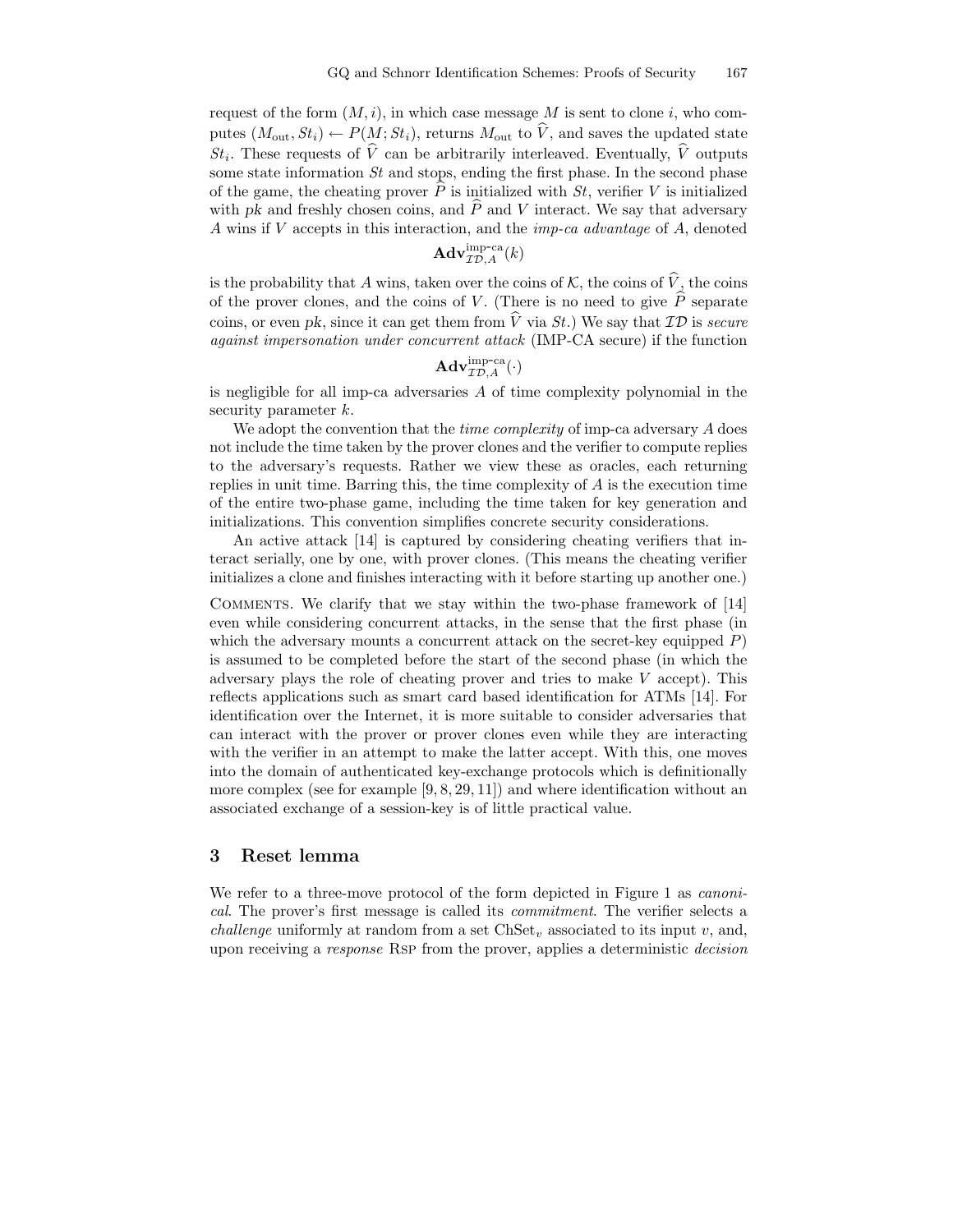request of the form $(M, i)$, in which case message $M$ is sent to clone $i$, who computes $(M_{\text{out}}, St_i) \leftarrow P(M; St_i)$, returns $M_{\text{out}}$ to $\widehat{V}$, and saves the updated state $St_i$. These requests of $\widehat{V}$ can be arbitrarily interleaved. Eventually, $\widehat{V}$ outputs some state information $St$ and stops, ending the first phase. In the second phase of the game, the cheating prover $\widehat{P}$ is initialized with $St$, verifier $V$ is initialized with $pk$ and freshly chosen coins, and $\widehat{P}$ and $V$ interact. We say that adversary $A$ wins if $V$ accepts in this interaction, and the *imp-ca advantage* of $A$, denoted

$$\mathbf{Adv}^{\text{imp-ca}}_{\mathcal{ID},A}(k)$$

is the probability that $A$ wins, taken over the coins of $\mathcal{K}$, the coins of $\widehat{V}$, the coins of the prover clones, and the coins of $V$. (There is no need to give $\widehat{P}$ separate coins, or even $pk$, since it can get them from $\widehat{V}$ via $St$.) We say that $\mathcal{ID}$ is *secure against impersonation under concurrent attack* (IMP-CA secure) if the function

$$\mathbf{Adv}^{\text{imp-ca}}_{\mathcal{ID},A}(\cdot)$$

is negligible for all imp-ca adversaries $A$ of time complexity polynomial in the security parameter $k$.

We adopt the convention that the *time complexity* of imp-ca adversary $A$ does not include the time taken by the prover clones and the verifier to compute replies to the adversary's requests. Rather we view these as oracles, each returning replies in unit time. Barring this, the time complexity of $A$ is the execution time of the entire two-phase game, including the time taken for key generation and initializations. This convention simplifies concrete security considerations.

An active attack [14] is captured by considering cheating verifiers that interact serially, one by one, with prover clones. (This means the cheating verifier initializes a clone and finishes interacting with it before starting up another one.)

Comments. We clarify that we stay within the two-phase framework of [14] even while considering concurrent attacks, in the sense that the first phase (in which the adversary mounts a concurrent attack on the secret-key equipped $P$) is assumed to be completed before the start of the second phase (in which the adversary plays the role of cheating prover and tries to make $V$ accept). This reflects applications such as smart card based identification for ATMs [14]. For identification over the Internet, it is more suitable to consider adversaries that can interact with the prover or prover clones even while they are interacting with the verifier in an attempt to make the latter accept. With this, one moves into the domain of authenticated key-exchange protocols which is definitionally more complex (see for example [9, 8, 29, 11]) and where identification without an associated exchange of a session-key is of little practical value.

## 3 Reset lemma

We refer to a three-move protocol of the form depicted in Figure 1 as *canonical*. The prover's first message is called its *commitment*. The verifier selects a *challenge* uniformly at random from a set $\text{ChSet}_v$ associated to its input $v$, and, upon receiving a *response* Rsp from the prover, applies a deterministic *decision*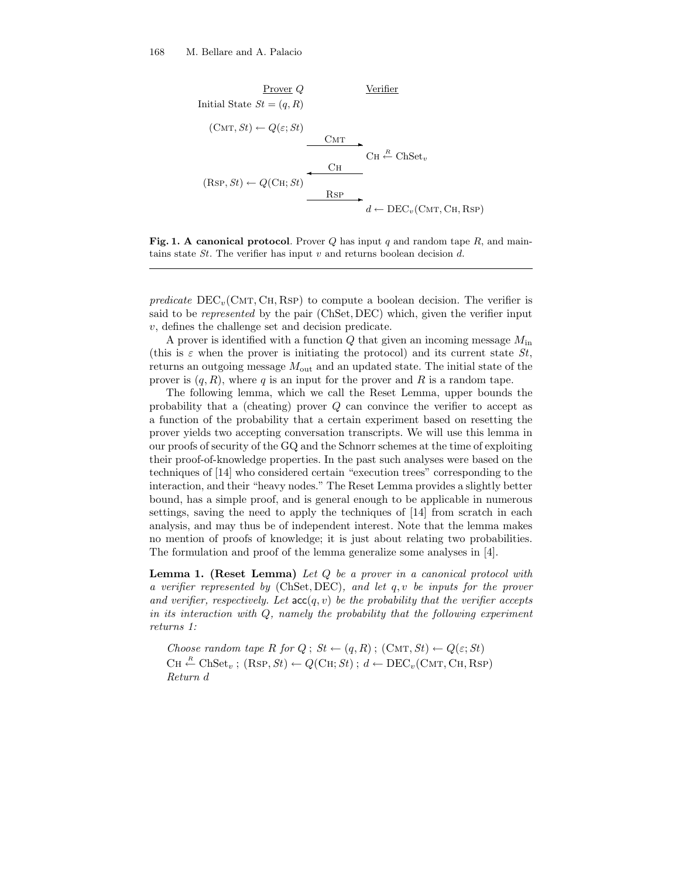| Prover $Q$ | | Verifier |
|---|---|---|
| Initial State $St = (q, R)$ | | |
| $(\text{CMT}, St) \leftarrow Q(\varepsilon; St)$ | $\xrightarrow{\text{CMT}}$ | |
| | | $\text{CH} \stackrel{R}{\leftarrow} \text{ChSet}_v$ |
| | $\xleftarrow{\text{CH}}$ | |
| $(\text{RSP}, St) \leftarrow Q(\text{CH}; St)$ | $\xrightarrow{\text{RSP}}$ | |
| | | $d \leftarrow \text{DEC}_v(\text{CMT}, \text{CH}, \text{RSP})$ |

**Fig. 1. A canonical protocol**. Prover $Q$ has input $q$ and random tape $R$, and maintains state $St$. The verifier has input $v$ and returns boolean decision $d$.

---

*predicate* $\text{DEC}_v(\text{CMT}, \text{CH}, \text{RSP})$ to compute a boolean decision. The verifier is said to be *represented* by the pair (ChSet, DEC) which, given the verifier input $v$, defines the challenge set and decision predicate.

A prover is identified with a function $Q$ that given an incoming message $M_{\text{in}}$ (this is $\varepsilon$ when the prover is initiating the protocol) and its current state $St$, returns an outgoing message $M_{\text{out}}$ and an updated state. The initial state of the prover is $(q, R)$, where $q$ is an input for the prover and $R$ is a random tape.

The following lemma, which we call the Reset Lemma, upper bounds the probability that a (cheating) prover $Q$ can convince the verifier to accept as a function of the probability that a certain experiment based on resetting the prover yields two accepting conversation transcripts. We will use this lemma in our proofs of security of the GQ and the Schnorr schemes at the time of exploiting their proof-of-knowledge properties. In the past such analyses were based on the techniques of [14] who considered certain "execution trees" corresponding to the interaction, and their "heavy nodes." The Reset Lemma provides a slightly better bound, has a simple proof, and is general enough to be applicable in numerous settings, saving the need to apply the techniques of [14] from scratch in each analysis, and may thus be of independent interest. Note that the lemma makes no mention of proofs of knowledge; it is just about relating two probabilities. The formulation and proof of the lemma generalize some analyses in [4].

**Lemma 1. (Reset Lemma)** *Let $Q$ be a prover in a canonical protocol with a verifier represented by* (ChSet, DEC)*, and let $q, v$ be inputs for the prover and verifier, respectively. Let $\mathsf{acc}(q, v)$ be the probability that the verifier accepts in its interaction with $Q$, namely the probability that the following experiment returns 1:*

*Choose random tape $R$ for $Q$ ; $St \leftarrow (q, R)$ ; $(\text{CMT}, St) \leftarrow Q(\varepsilon; St)$*
$\text{CH} \stackrel{R}{\leftarrow} \text{ChSet}_v$ ; $(\text{RSP}, St) \leftarrow Q(\text{CH}; St)$ ; $d \leftarrow \text{DEC}_v(\text{CMT}, \text{CH}, \text{RSP})$
*Return $d$*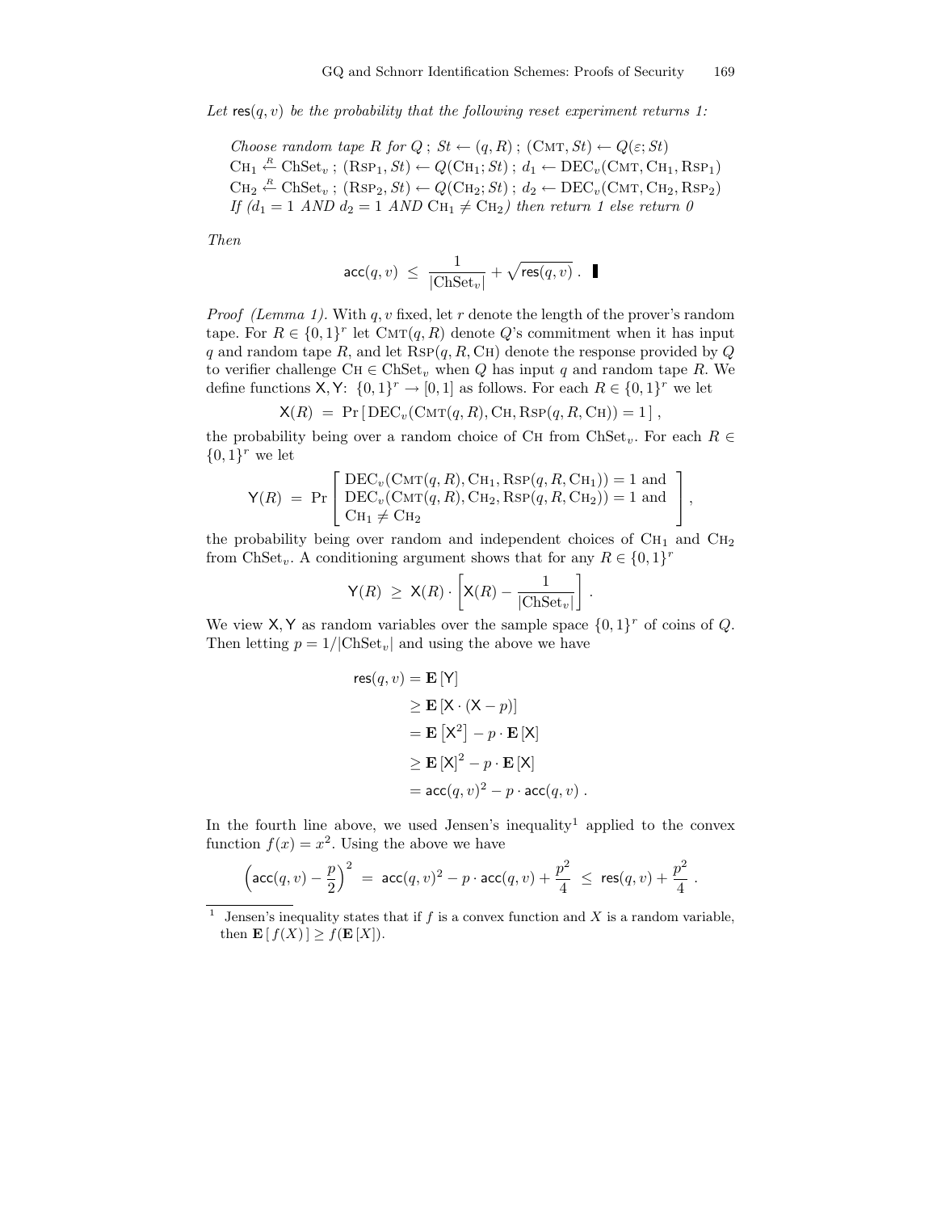*Let* $\mathsf{res}(q, v)$ *be the probability that the following reset experiment returns 1:*

> *Choose random tape* $R$ *for* $Q$ ; $St \leftarrow (q, R)$ ; $(\text{Cmt}, St) \leftarrow Q(\varepsilon; St)$
> $\text{Ch}_1 \stackrel{R}{\leftarrow} \text{ChSet}_v$ ; $(\text{Rsp}_1, St) \leftarrow Q(\text{Ch}_1; St)$ ; $d_1 \leftarrow \text{DEC}_v(\text{Cmt}, \text{Ch}_1, \text{Rsp}_1)$
> $\text{Ch}_2 \stackrel{R}{\leftarrow} \text{ChSet}_v$ ; $(\text{Rsp}_2, St) \leftarrow Q(\text{Ch}_2; St)$ ; $d_2 \leftarrow \text{DEC}_v(\text{Cmt}, \text{Ch}_2, \text{Rsp}_2)$
> *If (*$d_1 = 1$ *AND* $d_2 = 1$ *AND* $\text{Ch}_1 \neq \text{Ch}_2$*) then return 1 else return 0*

*Then*

$$\mathsf{acc}(q, v) \;\leq\; \frac{1}{|\text{ChSet}_v|} + \sqrt{\mathsf{res}(q, v)} \;. \quad \blacksquare$$

*Proof (Lemma 1).* With $q, v$ fixed, let $r$ denote the length of the prover's random tape. For $R \in \{0,1\}^r$ let $\text{Cmt}(q, R)$ denote $Q$'s commitment when it has input $q$ and random tape $R$, and let $\text{Rsp}(q, R, \text{Ch})$ denote the response provided by $Q$ to verifier challenge $\text{Ch} \in \text{ChSet}_v$ when $Q$ has input $q$ and random tape $R$. We define functions $\mathsf{X}, \mathsf{Y}\colon \{0,1\}^r \to [0,1]$ as follows. For each $R \in \{0,1\}^r$ we let

$$\mathsf{X}(R) \;=\; \Pr\left[\, \text{DEC}_v(\text{Cmt}(q,R), \text{Ch}, \text{Rsp}(q, R, \text{Ch})) = 1 \,\right] ,$$

the probability being over a random choice of $\text{Ch}$ from $\text{ChSet}_v$. For each $R \in \{0,1\}^r$ we let

$$\mathsf{Y}(R) \;=\; \Pr\left[\begin{array}{l} \text{DEC}_v(\text{Cmt}(q,R), \text{Ch}_1, \text{Rsp}(q, R, \text{Ch}_1)) = 1 \text{ and} \\ \text{DEC}_v(\text{Cmt}(q,R), \text{Ch}_2, \text{Rsp}(q, R, \text{Ch}_2)) = 1 \text{ and} \\ \text{Ch}_1 \neq \text{Ch}_2 \end{array}\right] ,$$

the probability being over random and independent choices of $\text{Ch}_1$ and $\text{Ch}_2$ from $\text{ChSet}_v$. A conditioning argument shows that for any $R \in \{0,1\}^r$

$$\mathsf{Y}(R) \;\geq\; \mathsf{X}(R) \cdot \left[\mathsf{X}(R) - \frac{1}{|\text{ChSet}_v|}\right] .$$

We view $\mathsf{X}, \mathsf{Y}$ as random variables over the sample space $\{0,1\}^r$ of coins of $Q$. Then letting $p = 1/|\text{ChSet}_v|$ and using the above we have

$$\begin{aligned}
\mathsf{res}(q, v) &= \mathbf{E}\left[\mathsf{Y}\right] \\
&\geq \mathbf{E}\left[\mathsf{X} \cdot (\mathsf{X} - p)\right] \\
&= \mathbf{E}\left[\mathsf{X}^2\right] - p \cdot \mathbf{E}\left[\mathsf{X}\right] \\
&\geq \mathbf{E}\left[\mathsf{X}\right]^2 - p \cdot \mathbf{E}\left[\mathsf{X}\right] \\
&= \mathsf{acc}(q, v)^2 - p \cdot \mathsf{acc}(q, v) \; .
\end{aligned}$$

In the fourth line above, we used Jensen's inequality[1] applied to the convex function $f(x) = x^2$. Using the above we have

$$\left(\mathsf{acc}(q, v) - \frac{p}{2}\right)^2 \;=\; \mathsf{acc}(q, v)^2 - p \cdot \mathsf{acc}(q, v) + \frac{p^2}{4} \;\leq\; \mathsf{res}(q, v) + \frac{p^2}{4} \; .$$

---

[1] Jensen's inequality states that if $f$ is a convex function and $X$ is a random variable, then $\mathbf{E}\left[\, f(X) \,\right] \geq f(\mathbf{E}\left[X\right])$.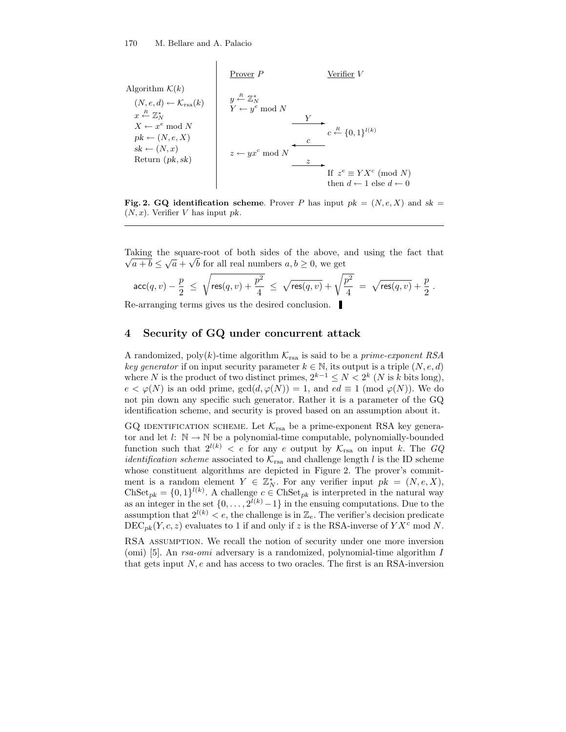| Algorithm $\mathcal{K}(k)$ | Prover $P$ | | Verifier $V$ |
|---|---|---|---|
| $(N,e,d) \leftarrow \mathcal{K}_{\text{rsa}}(k)$ | $y \stackrel{R}{\leftarrow} \mathbb{Z}_N^*$ | | |
| $x \stackrel{R}{\leftarrow} \mathbb{Z}_N^*$ | $Y \leftarrow y^e \bmod N$ | | |
| $X \leftarrow x^e \bmod N$ | | $\xrightarrow{Y}$ | |
| $pk \leftarrow (N,e,X)$ | | | $c \stackrel{R}{\leftarrow} \{0,1\}^{l(k)}$ |
| $sk \leftarrow (N,x)$ | | $\xleftarrow{c}$ | |
| Return $(pk, sk)$ | $z \leftarrow yx^c \bmod N$ | | |
| | | $\xrightarrow{z}$ | |
| | | | If $z^e \equiv YX^c \pmod{N}$ then $d \leftarrow 1$ else $d \leftarrow 0$ |

**Fig. 2. GQ identification scheme**. Prover $P$ has input $pk = (N,e,X)$ and $sk = (N,x)$. Verifier $V$ has input $pk$.

Taking the square-root of both sides of the above, and using the fact that $\sqrt{a+b} \le \sqrt{a} + \sqrt{b}$ for all real numbers $a, b \ge 0$, we get

$$\mathsf{acc}(q,v) - \frac{p}{2} \;\le\; \sqrt{\mathsf{res}(q,v) + \frac{p^2}{4}} \;\le\; \sqrt{\mathsf{res}(q,v)} + \sqrt{\frac{p^2}{4}} \;=\; \sqrt{\mathsf{res}(q,v)} + \frac{p}{2}\,.$$

Re-arranging terms gives us the desired conclusion. ∎

## 4 Security of GQ under concurrent attack

A randomized, poly($k$)-time algorithm $\mathcal{K}_{\text{rsa}}$ is said to be a *prime-exponent RSA key generator* if on input security parameter $k \in \mathbb{N}$, its output is a triple $(N,e,d)$ where $N$ is the product of two distinct primes, $2^{k-1} \le N < 2^k$ ($N$ is $k$ bits long), $e < \varphi(N)$ is an odd prime, $\gcd(d, \varphi(N)) = 1$, and $ed \equiv 1 \pmod{\varphi(N)}$. We do not pin down any specific such generator. Rather it is a parameter of the GQ identification scheme, and security is proved based on an assumption about it.

GQ IDENTIFICATION SCHEME. Let $\mathcal{K}_{\text{rsa}}$ be a prime-exponent RSA key generator and let $l\colon \mathbb{N} \to \mathbb{N}$ be a polynomial-time computable, polynomially-bounded function such that $2^{l(k)} < e$ for any $e$ output by $\mathcal{K}_{\text{rsa}}$ on input $k$. The *GQ identification scheme* associated to $\mathcal{K}_{\text{rsa}}$ and challenge length $l$ is the ID scheme whose constituent algorithms are depicted in Figure 2. The prover's commitment is a random element $Y \in \mathbb{Z}_N^*$. For any verifier input $pk = (N,e,X)$, $\text{ChSet}_{pk} = \{0,1\}^{l(k)}$. A challenge $c \in \text{ChSet}_{pk}$ is interpreted in the natural way as an integer in the set $\{0, \ldots, 2^{l(k)}-1\}$ in the ensuing computations. Due to the assumption that $2^{l(k)} < e$, the challenge is in $\mathbb{Z}_e$. The verifier's decision predicate $\text{DEC}_{pk}(Y,c,z)$ evaluates to 1 if and only if $z$ is the RSA-inverse of $YX^c \bmod N$.

RSA ASSUMPTION. We recall the notion of security under one more inversion (omi) [5]. An *rsa-omi* adversary is a randomized, polynomial-time algorithm $I$ that gets input $N, e$ and has access to two oracles. The first is an RSA-inversion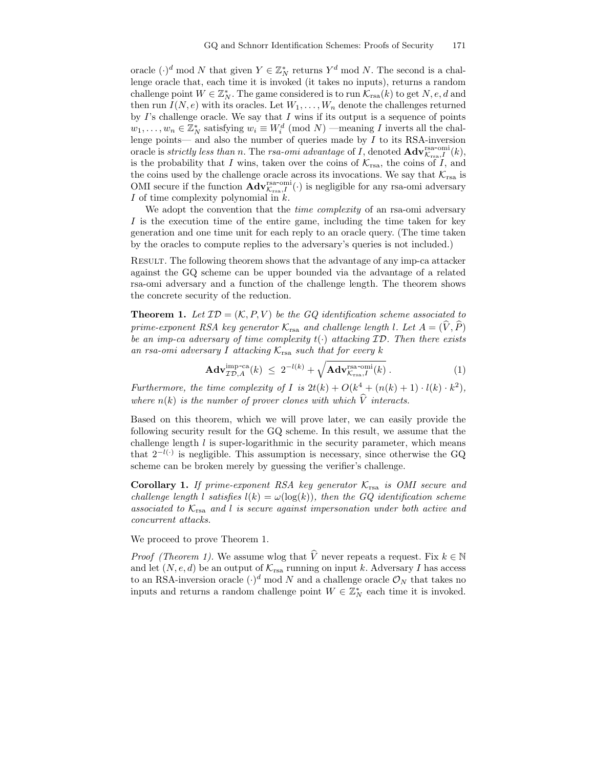oracle $(\cdot)^d \bmod N$ that given $Y \in \mathbb{Z}_N^*$ returns $Y^d \bmod N$. The second is a challenge oracle that, each time it is invoked (it takes no inputs), returns a random challenge point $W \in \mathbb{Z}_N^*$. The game considered is to run $\mathcal{K}_{\mathrm{rsa}}(k)$ to get $N, e, d$ and then run $I(N, e)$ with its oracles. Let $W_1, \ldots, W_n$ denote the challenges returned by $I$'s challenge oracle. We say that $I$ wins if its output is a sequence of points $w_1, \ldots, w_n \in \mathbb{Z}_N^*$ satisfying $w_i \equiv W_i^d \pmod N$ —meaning $I$ inverts all the challenge points— and also the number of queries made by $I$ to its RSA-inversion oracle is *strictly less than* $n$. The *rsa-omi advantage* of $I$, denoted $\mathbf{Adv}^{\text{rsa-omi}}_{\mathcal{K}_{\mathrm{rsa}},I}(k)$, is the probability that $I$ wins, taken over the coins of $\mathcal{K}_{\mathrm{rsa}}$, the coins of $I$, and the coins used by the challenge oracle across its invocations. We say that $\mathcal{K}_{\mathrm{rsa}}$ is OMI secure if the function $\mathbf{Adv}^{\text{rsa-omi}}_{\mathcal{K}_{\mathrm{rsa}},I}(\cdot)$ is negligible for any rsa-omi adversary $I$ of time complexity polynomial in $k$.

We adopt the convention that the *time complexity* of an rsa-omi adversary $I$ is the execution time of the entire game, including the time taken for key generation and one time unit for each reply to an oracle query. (The time taken by the oracles to compute replies to the adversary's queries is not included.)

Result. The following theorem shows that the advantage of any imp-ca attacker against the GQ scheme can be upper bounded via the advantage of a related rsa-omi adversary and a function of the challenge length. The theorem shows the concrete security of the reduction.

**Theorem 1.** *Let $\mathcal{ID} = (\mathcal{K}, P, V)$ be the GQ identification scheme associated to prime-exponent RSA key generator $\mathcal{K}_{\mathrm{rsa}}$ and challenge length $l$. Let $A = (\widehat{V}, \widehat{P})$ be an imp-ca adversary of time complexity $t(\cdot)$ attacking $\mathcal{ID}$. Then there exists an rsa-omi adversary $I$ attacking $\mathcal{K}_{\mathrm{rsa}}$ such that for every $k$*

$$\mathbf{Adv}^{\text{imp-ca}}_{\mathcal{ID},A}(k) \;\leq\; 2^{-l(k)} + \sqrt{\mathbf{Adv}^{\text{rsa-omi}}_{\mathcal{K}_{\mathrm{rsa}},I}(k)}\,. \tag{1}$$

*Furthermore, the time complexity of $I$ is $2t(k) + O(k^4 + (n(k)+1)\cdot l(k)\cdot k^2)$, where $n(k)$ is the number of prover clones with which $\widehat{V}$ interacts.*

Based on this theorem, which we will prove later, we can easily provide the following security result for the GQ scheme. In this result, we assume that the challenge length $l$ is super-logarithmic in the security parameter, which means that $2^{-l(\cdot)}$ is negligible. This assumption is necessary, since otherwise the GQ scheme can be broken merely by guessing the verifier's challenge.

**Corollary 1.** *If prime-exponent RSA key generator $\mathcal{K}_{\mathrm{rsa}}$ is OMI secure and challenge length $l$ satisfies $l(k) = \omega(\log(k))$, then the GQ identification scheme associated to $\mathcal{K}_{\mathrm{rsa}}$ and $l$ is secure against impersonation under both active and concurrent attacks.*

We proceed to prove Theorem 1.

*Proof (Theorem 1).* We assume wlog that $\widehat{V}$ never repeats a request. Fix $k \in \mathbb{N}$ and let $(N, e, d)$ be an output of $\mathcal{K}_{\mathrm{rsa}}$ running on input $k$. Adversary $I$ has access to an RSA-inversion oracle $(\cdot)^d \bmod N$ and a challenge oracle $\mathcal{O}_N$ that takes no inputs and returns a random challenge point $W \in \mathbb{Z}_N^*$ each time it is invoked.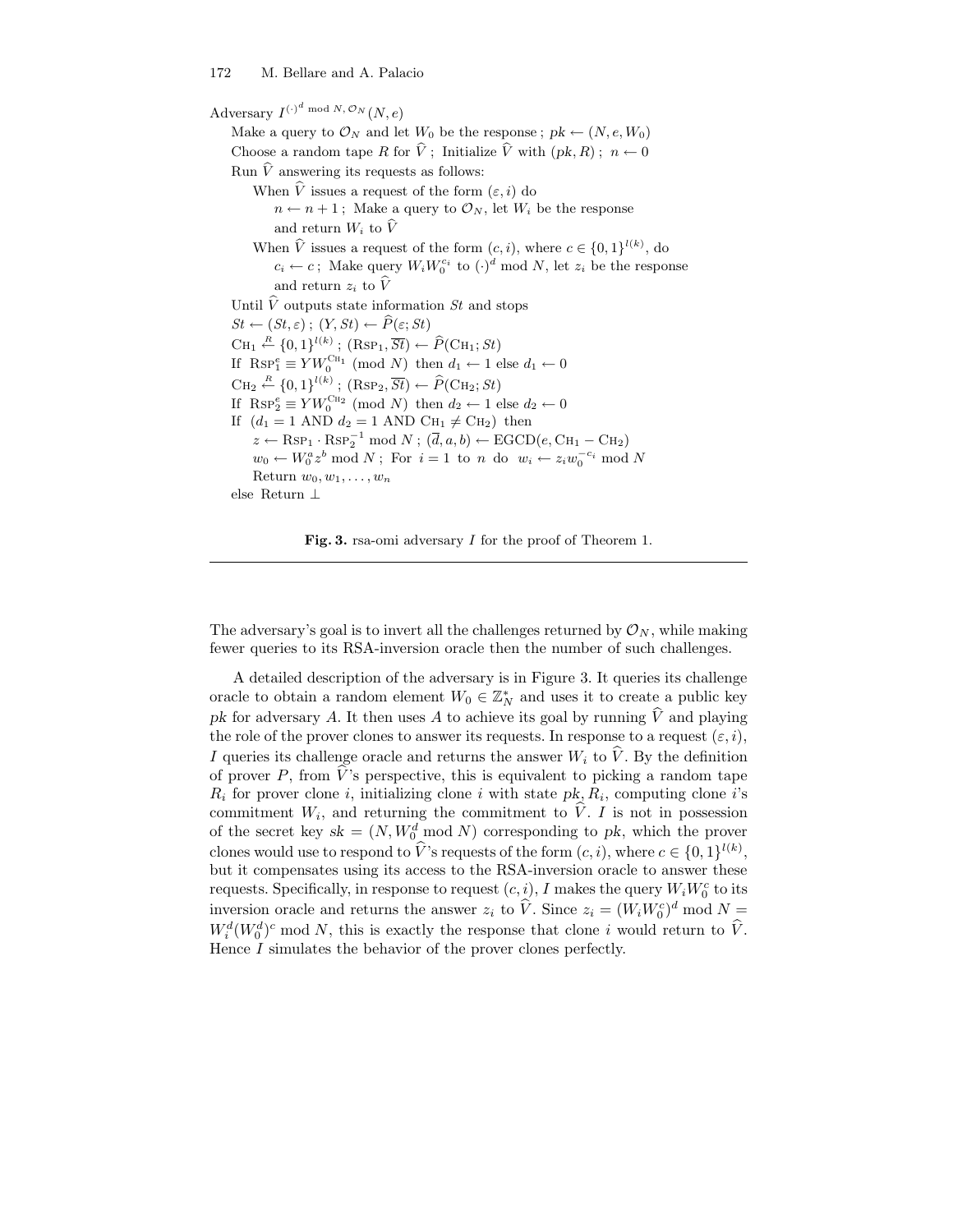Adversary $I^{(\cdot)^d \bmod N, \mathcal{O}_N}(N, e)$

Make a query to $\mathcal{O}_N$ and let $W_0$ be the response ; $pk \leftarrow (N, e, W_0)$
Choose a random tape $R$ for $\widehat{V}$ ; Initialize $\widehat{V}$ with $(pk, R)$ ; $n \leftarrow 0$
Run $\widehat{V}$ answering its requests as follows:
  When $\widehat{V}$ issues a request of the form $(\varepsilon, i)$ do
    $n \leftarrow n + 1$ ; Make a query to $\mathcal{O}_N$, let $W_i$ be the response
    and return $W_i$ to $\widehat{V}$
  When $\widehat{V}$ issues a request of the form $(c, i)$, where $c \in \{0,1\}^{l(k)}$, do
    $c_i \leftarrow c$ ; Make query $W_i W_0^{c_i}$ to $(\cdot)^d \bmod N$, let $z_i$ be the response
    and return $z_i$ to $\widehat{V}$
Until $\widehat{V}$ outputs state information $St$ and stops
$St \leftarrow (St, \varepsilon)$ ; $(Y, St) \leftarrow \widehat{P}(\varepsilon; St)$
$\text{CH}_1 \stackrel{R}{\leftarrow} \{0,1\}^{l(k)}$ ; $(\text{RSP}_1, \overline{St}) \leftarrow \widehat{P}(\text{CH}_1; St)$
If $\text{RSP}_1^e \equiv Y W_0^{\text{CH}_1} \pmod N$ then $d_1 \leftarrow 1$ else $d_1 \leftarrow 0$
$\text{CH}_2 \stackrel{R}{\leftarrow} \{0,1\}^{l(k)}$ ; $(\text{RSP}_2, \overline{St}) \leftarrow \widehat{P}(\text{CH}_2; St)$
If $\text{RSP}_2^e \equiv Y W_0^{\text{CH}_2} \pmod N$ then $d_2 \leftarrow 1$ else $d_2 \leftarrow 0$
If $(d_1 = 1$ AND $d_2 = 1$ AND $\text{CH}_1 \neq \text{CH}_2)$ then
  $z \leftarrow \text{RSP}_1 \cdot \text{RSP}_2^{-1} \bmod N$ ; $(\overline{d}, a, b) \leftarrow \text{EGCD}(e, \text{CH}_1 - \text{CH}_2)$
  $w_0 \leftarrow W_0^a z^b \bmod N$ ; For $i = 1$ to $n$ do $w_i \leftarrow z_i w_0^{-c_i} \bmod N$
  Return $w_0, w_1, \ldots, w_n$
else Return $\perp$

**Fig. 3.** rsa-omi adversary $I$ for the proof of Theorem 1.

The adversary's goal is to invert all the challenges returned by $\mathcal{O}_N$, while making fewer queries to its RSA-inversion oracle then the number of such challenges.

A detailed description of the adversary is in Figure 3. It queries its challenge oracle to obtain a random element $W_0 \in \mathbb{Z}_N^*$ and uses it to create a public key $pk$ for adversary $A$. It then uses $A$ to achieve its goal by running $\widehat{V}$ and playing the role of the prover clones to answer its requests. In response to a request $(\varepsilon, i)$, $I$ queries its challenge oracle and returns the answer $W_i$ to $\widehat{V}$. By the definition of prover $P$, from $\widehat{V}$'s perspective, this is equivalent to picking a random tape $R_i$ for prover clone $i$, initializing clone $i$ with state $pk, R_i$, computing clone $i$'s commitment $W_i$, and returning the commitment to $\widehat{V}$. $I$ is not in possession of the secret key $sk = (N, W_0^d \bmod N)$ corresponding to $pk$, which the prover clones would use to respond to $\widehat{V}$'s requests of the form $(c, i)$, where $c \in \{0,1\}^{l(k)}$, but it compensates using its access to the RSA-inversion oracle to answer these requests. Specifically, in response to request $(c, i)$, $I$ makes the query $W_i W_0^c$ to its inversion oracle and returns the answer $z_i$ to $\widehat{V}$. Since $z_i = (W_i W_0^c)^d \bmod N = W_i^d (W_0^d)^c \bmod N$, this is exactly the response that clone $i$ would return to $\widehat{V}$. Hence $I$ simulates the behavior of the prover clones perfectly.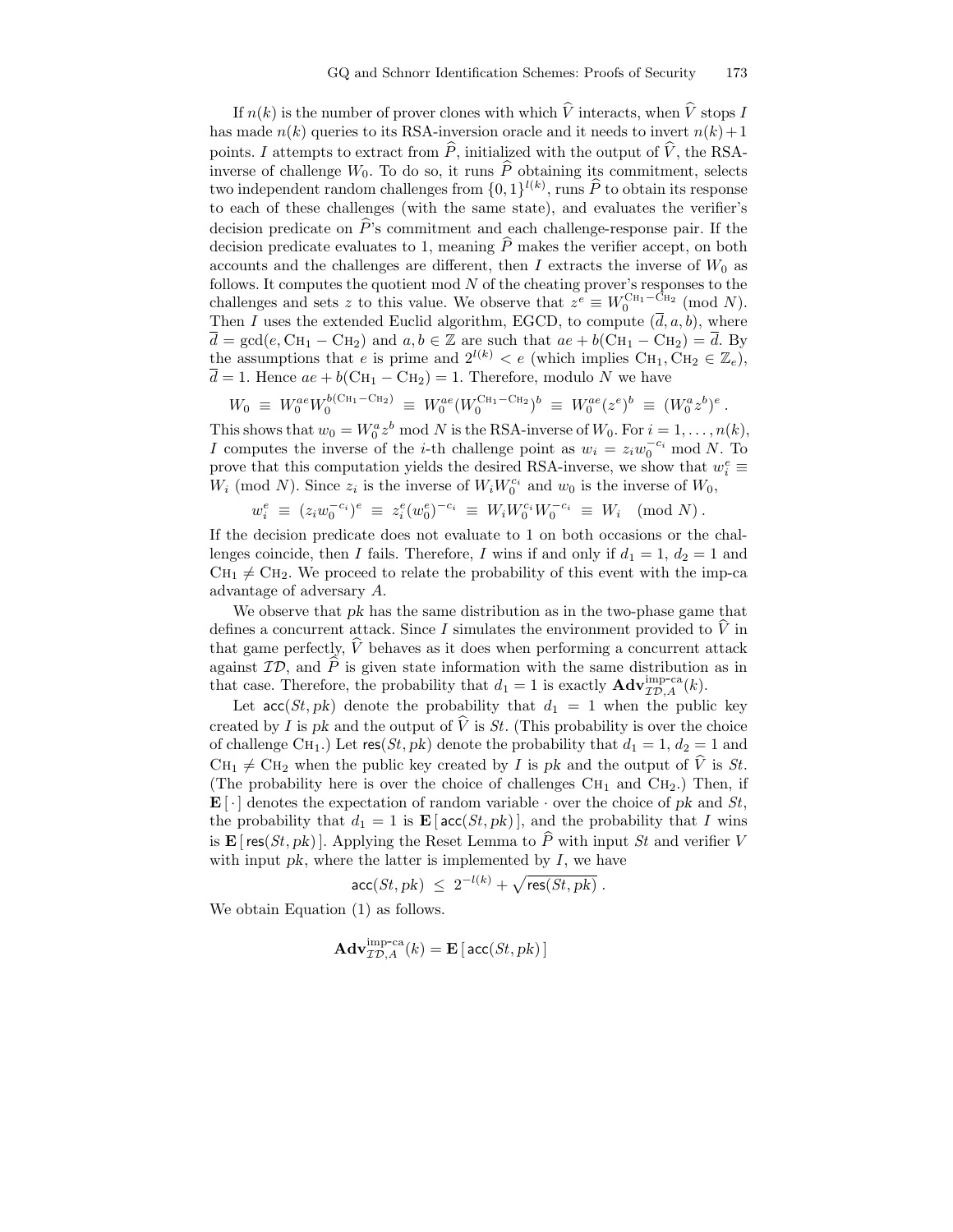If $n(k)$ is the number of prover clones with which $\widehat{V}$ interacts, when $\widehat{V}$ stops $I$ has made $n(k)$ queries to its RSA-inversion oracle and it needs to invert $n(k)+1$ points. $I$ attempts to extract from $\widehat{P}$, initialized with the output of $\widehat{V}$, the RSA-inverse of challenge $W_0$. To do so, it runs $\widehat{P}$ obtaining its commitment, selects two independent random challenges from $\{0,1\}^{l(k)}$, runs $\widehat{P}$ to obtain its response to each of these challenges (with the same state), and evaluates the verifier's decision predicate on $\widehat{P}$'s commitment and each challenge-response pair. If the decision predicate evaluates to 1, meaning $\widehat{P}$ makes the verifier accept, on both accounts and the challenges are different, then $I$ extracts the inverse of $W_0$ as follows. It computes the quotient mod $N$ of the cheating prover's responses to the challenges and sets $z$ to this value. We observe that $z^e \equiv W_0^{\mathrm{CH}_1 - \mathrm{CH}_2} \pmod N$. Then $I$ uses the extended Euclid algorithm, EGCD, to compute $(\overline{d}, a, b)$, where $\overline{d} = \gcd(e, \mathrm{CH}_1 - \mathrm{CH}_2)$ and $a, b \in \mathbb{Z}$ are such that $ae + b(\mathrm{CH}_1 - \mathrm{CH}_2) = \overline{d}$. By the assumptions that $e$ is prime and $2^{l(k)} < e$ (which implies $\mathrm{CH}_1, \mathrm{CH}_2 \in \mathbb{Z}_e$), $\overline{d} = 1$. Hence $ae + b(\mathrm{CH}_1 - \mathrm{CH}_2) = 1$. Therefore, modulo $N$ we have

$$W_0 \;\equiv\; W_0^{ae} W_0^{b(\mathrm{CH}_1 - \mathrm{CH}_2)} \;\equiv\; W_0^{ae} (W_0^{\mathrm{CH}_1 - \mathrm{CH}_2})^b \;\equiv\; W_0^{ae} (z^e)^b \;\equiv\; (W_0^a z^b)^e \,.$$

This shows that $w_0 = W_0^a z^b \bmod N$ is the RSA-inverse of $W_0$. For $i = 1, \ldots, n(k)$, $I$ computes the inverse of the $i$-th challenge point as $w_i = z_i w_0^{-c_i} \bmod N$. To prove that this computation yields the desired RSA-inverse, we show that $w_i^e \equiv W_i \pmod N$. Since $z_i$ is the inverse of $W_i W_0^{c_i}$ and $w_0$ is the inverse of $W_0$,

$$w_i^e \;\equiv\; (z_i w_0^{-c_i})^e \;\equiv\; z_i^e (w_0^e)^{-c_i} \;\equiv\; W_i W_0^{c_i} W_0^{-c_i} \;\equiv\; W_i \pmod N \,.$$

If the decision predicate does not evaluate to 1 on both occasions or the challenges coincide, then $I$ fails. Therefore, $I$ wins if and only if $d_1 = 1$, $d_2 = 1$ and $\mathrm{CH}_1 \neq \mathrm{CH}_2$. We proceed to relate the probability of this event with the imp-ca advantage of adversary $A$.

We observe that $pk$ has the same distribution as in the two-phase game that defines a concurrent attack. Since $I$ simulates the environment provided to $\widehat{V}$ in that game perfectly, $\widehat{V}$ behaves as it does when performing a concurrent attack against $\mathcal{ID}$, and $\widehat{P}$ is given state information with the same distribution as in that case. Therefore, the probability that $d_1 = 1$ is exactly $\mathbf{Adv}^{\text{imp-ca}}_{\mathcal{ID},A}(k)$.

Let $\mathsf{acc}(St, pk)$ denote the probability that $d_1 = 1$ when the public key created by $I$ is $pk$ and the output of $\widehat{V}$ is $St$. (This probability is over the choice of challenge $\mathrm{CH}_1$.) Let $\mathsf{res}(St, pk)$ denote the probability that $d_1 = 1$, $d_2 = 1$ and $\mathrm{CH}_1 \neq \mathrm{CH}_2$ when the public key created by $I$ is $pk$ and the output of $\widehat{V}$ is $St$. (The probability here is over the choice of challenges $\mathrm{CH}_1$ and $\mathrm{CH}_2$.) Then, if $\mathbf{E}[\,\cdot\,]$ denotes the expectation of random variable $\cdot$ over the choice of $pk$ and $St$, the probability that $d_1 = 1$ is $\mathbf{E}[\,\mathsf{acc}(St, pk)\,]$, and the probability that $I$ wins is $\mathbf{E}[\,\mathsf{res}(St, pk)\,]$. Applying the Reset Lemma to $\widehat{P}$ with input $St$ and verifier $V$ with input $pk$, where the latter is implemented by $I$, we have

$$\mathsf{acc}(St, pk) \;\leq\; 2^{-l(k)} + \sqrt{\mathsf{res}(St, pk)} \,.$$

We obtain Equation (1) as follows.

$$\mathbf{Adv}^{\text{imp-ca}}_{\mathcal{ID},A}(k) = \mathbf{E}[\,\mathsf{acc}(St, pk)\,]$$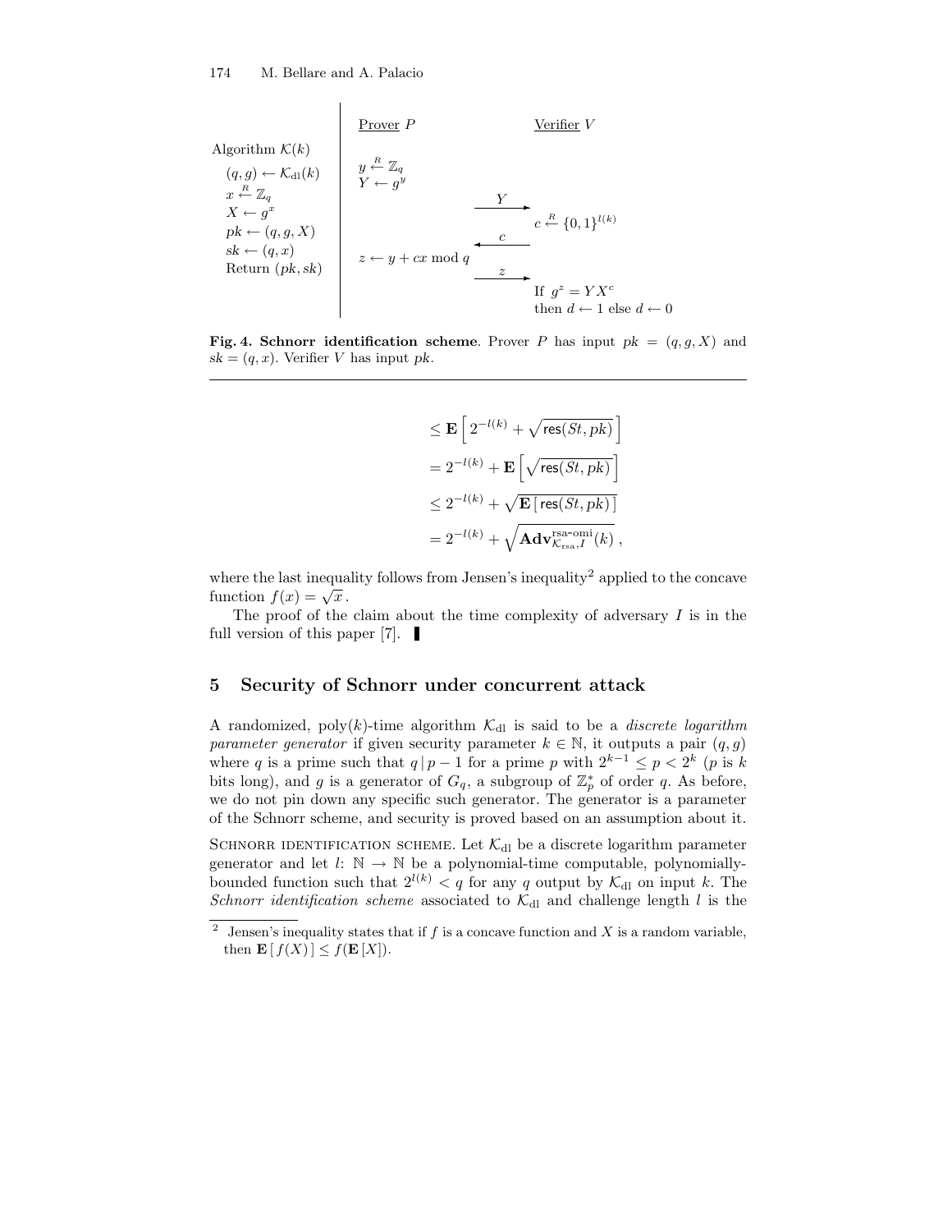| Algorithm $\mathcal{K}(k)$ | Prover $P$ | | Verifier $V$ |
|---|---|---|---|
| $(q,g) \leftarrow \mathcal{K}_{\rm dl}(k)$ | $y \stackrel{R}{\leftarrow} \mathbb{Z}_q$ | | |
| $x \stackrel{R}{\leftarrow} \mathbb{Z}_q$ | $Y \leftarrow g^y$ | | |
| $X \leftarrow g^x$ | | $\xrightarrow{\ Y\ }$ | |
| $pk \leftarrow (q,g,X)$ | | | $c \stackrel{R}{\leftarrow} \{0,1\}^{l(k)}$ |
| $sk \leftarrow (q,x)$ | | $\xleftarrow{\ c\ }$ | |
| Return $(pk, sk)$ | $z \leftarrow y + cx \bmod q$ | | |
| | | $\xrightarrow{\ z\ }$ | |
| | | | If $g^z = YX^c$ then $d \leftarrow 1$ else $d \leftarrow 0$ |

**Fig. 4. Schnorr identification scheme**. Prover $P$ has input $pk = (q,g,X)$ and $sk = (q,x)$. Verifier $V$ has input $pk$.

$$
\begin{aligned}
&\leq \mathbf{E}\left[\, 2^{-l(k)} + \sqrt{\mathsf{res}(St, pk)}\,\right] \\
&= 2^{-l(k)} + \mathbf{E}\left[\sqrt{\mathsf{res}(St, pk)}\,\right] \\
&\leq 2^{-l(k)} + \sqrt{\mathbf{E}\left[\,\mathsf{res}(St, pk)\,\right]} \\
&= 2^{-l(k)} + \sqrt{\mathbf{Adv}^{\text{rsa-omi}}_{\mathcal{K}_{\rm rsa}, I}(k)}\,,
\end{aligned}
$$

where the last inequality follows from Jensen's inequality[2] applied to the concave function $f(x) = \sqrt{x}$.

The proof of the claim about the time complexity of adversary $I$ is in the full version of this paper [7]. ▌

## 5 Security of Schnorr under concurrent attack

A randomized, poly$(k)$-time algorithm $\mathcal{K}_{\rm dl}$ is said to be a *discrete logarithm parameter generator* if given security parameter $k \in \mathbb{N}$, it outputs a pair $(q,g)$ where $q$ is a prime such that $q \mid p-1$ for a prime $p$ with $2^{k-1} \leq p < 2^k$ ($p$ is $k$ bits long), and $g$ is a generator of $G_q$, a subgroup of $\mathbb{Z}_p^*$ of order $q$. As before, we do not pin down any specific such generator. The generator is a parameter of the Schnorr scheme, and security is proved based on an assumption about it.

SCHNORR IDENTIFICATION SCHEME. Let $\mathcal{K}_{\rm dl}$ be a discrete logarithm parameter generator and let $l \colon \mathbb{N} \to \mathbb{N}$ be a polynomial-time computable, polynomially-bounded function such that $2^{l(k)} < q$ for any $q$ output by $\mathcal{K}_{\rm dl}$ on input $k$. The *Schnorr identification scheme* associated to $\mathcal{K}_{\rm dl}$ and challenge length $l$ is the

[2] Jensen's inequality states that if $f$ is a concave function and $X$ is a random variable, then $\mathbf{E}\,[\,f(X)\,] \leq f(\mathbf{E}\,[X])$.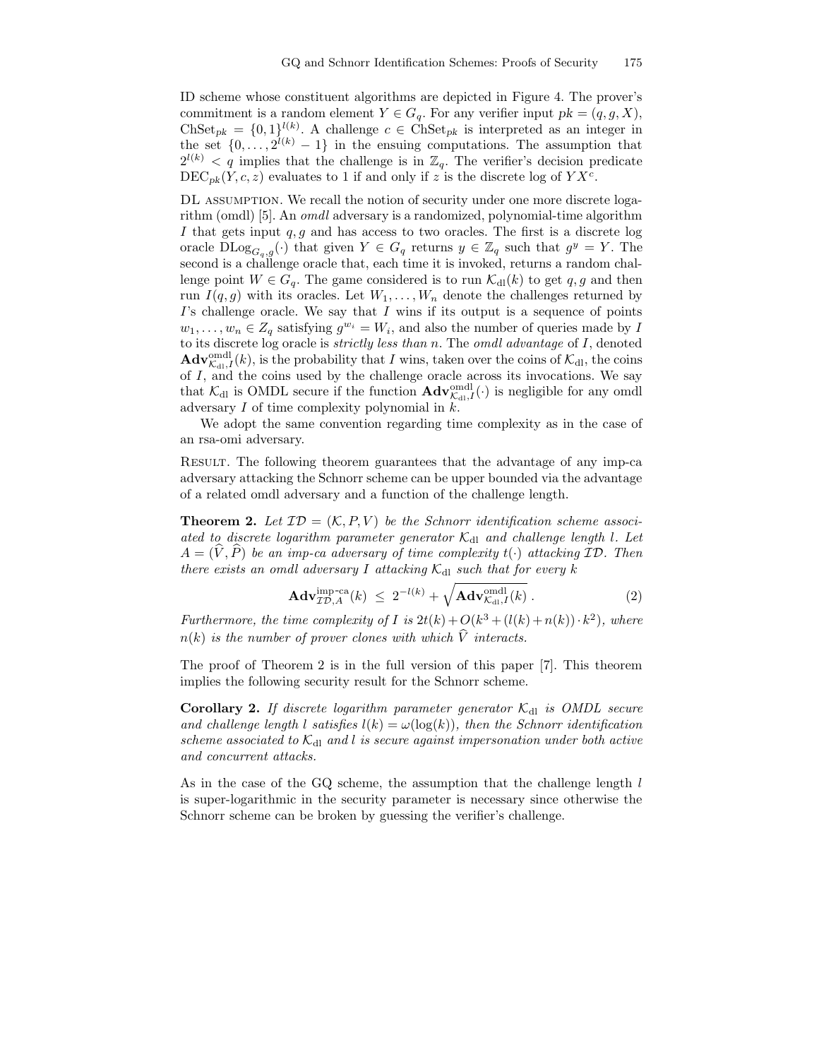ID scheme whose constituent algorithms are depicted in Figure 4. The prover's commitment is a random element $Y \in G_q$. For any verifier input $pk = (q, g, X)$, $\text{ChSet}_{pk} = \{0,1\}^{l(k)}$. A challenge $c \in \text{ChSet}_{pk}$ is interpreted as an integer in the set $\{0, \ldots, 2^{l(k)} - 1\}$ in the ensuing computations. The assumption that $2^{l(k)} < q$ implies that the challenge is in $\mathbb{Z}_q$. The verifier's decision predicate $\text{DEC}_{pk}(Y, c, z)$ evaluates to 1 if and only if $z$ is the discrete log of $YX^c$.

DL assumption. We recall the notion of security under one more discrete logarithm (omdl) [5]. An *omdl* adversary is a randomized, polynomial-time algorithm $I$ that gets input $q, g$ and has access to two oracles. The first is a discrete log oracle $\text{DLog}_{G_q,g}(\cdot)$ that given $Y \in G_q$ returns $y \in \mathbb{Z}_q$ such that $g^y = Y$. The second is a challenge oracle that, each time it is invoked, returns a random challenge point $W \in G_q$. The game considered is to run $\mathcal{K}_{\text{dl}}(k)$ to get $q, g$ and then run $I(q, g)$ with its oracles. Let $W_1, \ldots, W_n$ denote the challenges returned by $I$'s challenge oracle. We say that $I$ wins if its output is a sequence of points $w_1, \ldots, w_n \in Z_q$ satisfying $g^{w_i} = W_i$, and also the number of queries made by $I$ to its discrete log oracle is *strictly less than* $n$. The *omdl advantage* of $I$, denoted $\mathbf{Adv}^{\text{omdl}}_{\mathcal{K}_{\text{dl}},I}(k)$, is the probability that $I$ wins, taken over the coins of $\mathcal{K}_{\text{dl}}$, the coins of $I$, and the coins used by the challenge oracle across its invocations. We say that $\mathcal{K}_{\text{dl}}$ is OMDL secure if the function $\mathbf{Adv}^{\text{omdl}}_{\mathcal{K}_{\text{dl}},I}(\cdot)$ is negligible for any omdl adversary $I$ of time complexity polynomial in $k$.

We adopt the same convention regarding time complexity as in the case of an rsa-omi adversary.

Result. The following theorem guarantees that the advantage of any imp-ca adversary attacking the Schnorr scheme can be upper bounded via the advantage of a related omdl adversary and a function of the challenge length.

**Theorem 2.** *Let $\mathcal{ID} = (\mathcal{K}, P, V)$ be the Schnorr identification scheme associated to discrete logarithm parameter generator $\mathcal{K}_{\text{dl}}$ and challenge length $l$. Let $A = (\widehat{V}, \widehat{P})$ be an imp-ca adversary of time complexity $t(\cdot)$ attacking $\mathcal{ID}$. Then there exists an omdl adversary $I$ attacking $\mathcal{K}_{\text{dl}}$ such that for every $k$*

$$\mathbf{Adv}^{\text{imp-ca}}_{\mathcal{ID},A}(k) \;\leq\; 2^{-l(k)} + \sqrt{\mathbf{Adv}^{\text{omdl}}_{\mathcal{K}_{\text{dl}},I}(k)}\,. \tag{2}$$

*Furthermore, the time complexity of $I$ is $2t(k) + O(k^3 + (l(k) + n(k)) \cdot k^2)$, where $n(k)$ is the number of prover clones with which $\widehat{V}$ interacts.*

The proof of Theorem 2 is in the full version of this paper [7]. This theorem implies the following security result for the Schnorr scheme.

**Corollary 2.** *If discrete logarithm parameter generator $\mathcal{K}_{\text{dl}}$ is OMDL secure and challenge length $l$ satisfies $l(k) = \omega(\log(k))$, then the Schnorr identification scheme associated to $\mathcal{K}_{\text{dl}}$ and $l$ is secure against impersonation under both active and concurrent attacks.*

As in the case of the GQ scheme, the assumption that the challenge length $l$ is super-logarithmic in the security parameter is necessary since otherwise the Schnorr scheme can be broken by guessing the verifier's challenge.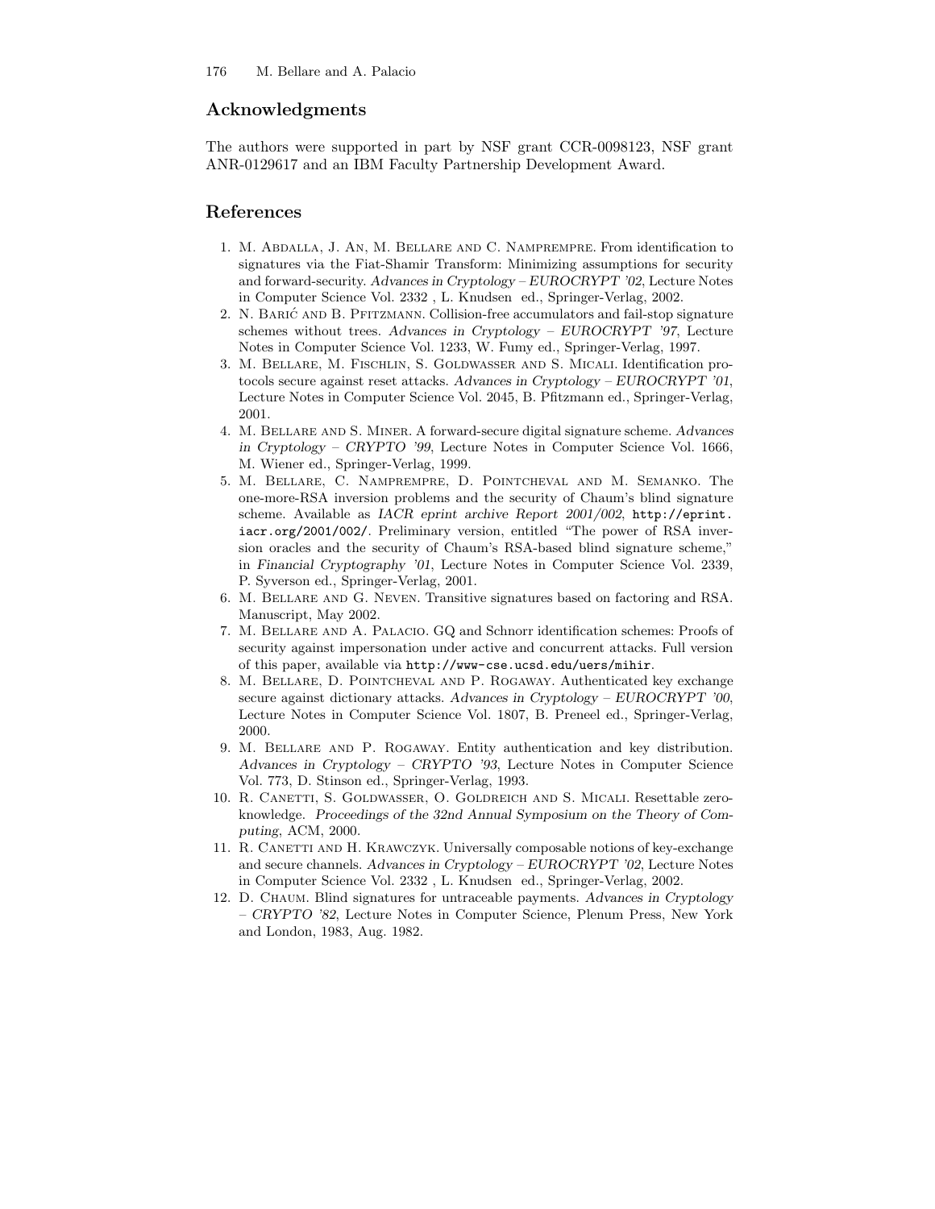## Acknowledgments

The authors were supported in part by NSF grant CCR-0098123, NSF grant ANR-0129617 and an IBM Faculty Partnership Development Award.

## References

1. M. Abdalla, J. An, M. Bellare and C. Namprempre. From identification to signatures via the Fiat-Shamir Transform: Minimizing assumptions for security and forward-security. *Advances in Cryptology – EUROCRYPT '02*, Lecture Notes in Computer Science Vol. 2332 , L. Knudsen ed., Springer-Verlag, 2002.
2. N. Barić and B. Pfitzmann. Collision-free accumulators and fail-stop signature schemes without trees. *Advances in Cryptology – EUROCRYPT '97*, Lecture Notes in Computer Science Vol. 1233, W. Fumy ed., Springer-Verlag, 1997.
3. M. Bellare, M. Fischlin, S. Goldwasser and S. Micali. Identification protocols secure against reset attacks. *Advances in Cryptology – EUROCRYPT '01*, Lecture Notes in Computer Science Vol. 2045, B. Pfitzmann ed., Springer-Verlag, 2001.
4. M. Bellare and S. Miner. A forward-secure digital signature scheme. *Advances in Cryptology – CRYPTO '99*, Lecture Notes in Computer Science Vol. 1666, M. Wiener ed., Springer-Verlag, 1999.
5. M. Bellare, C. Namprempre, D. Pointcheval and M. Semanko. The one-more-RSA inversion problems and the security of Chaum's blind signature scheme. Available as *IACR eprint archive Report 2001/002*, `http://eprint.iacr.org/2001/002/`. Preliminary version, entitled "The power of RSA inversion oracles and the security of Chaum's RSA-based blind signature scheme," in *Financial Cryptography '01*, Lecture Notes in Computer Science Vol. 2339, P. Syverson ed., Springer-Verlag, 2001.
6. M. Bellare and G. Neven. Transitive signatures based on factoring and RSA. Manuscript, May 2002.
7. M. Bellare and A. Palacio. GQ and Schnorr identification schemes: Proofs of security against impersonation under active and concurrent attacks. Full version of this paper, available via `http://www-cse.ucsd.edu/uers/mihir`.
8. M. Bellare, D. Pointcheval and P. Rogaway. Authenticated key exchange secure against dictionary attacks. *Advances in Cryptology – EUROCRYPT '00*, Lecture Notes in Computer Science Vol. 1807, B. Preneel ed., Springer-Verlag, 2000.
9. M. Bellare and P. Rogaway. Entity authentication and key distribution. *Advances in Cryptology – CRYPTO '93*, Lecture Notes in Computer Science Vol. 773, D. Stinson ed., Springer-Verlag, 1993.
10. R. Canetti, S. Goldwasser, O. Goldreich and S. Micali. Resettable zero-knowledge. *Proceedings of the 32nd Annual Symposium on the Theory of Computing*, ACM, 2000.
11. R. Canetti and H. Krawczyk. Universally composable notions of key-exchange and secure channels. *Advances in Cryptology – EUROCRYPT '02*, Lecture Notes in Computer Science Vol. 2332 , L. Knudsen ed., Springer-Verlag, 2002.
12. D. Chaum. Blind signatures for untraceable payments. *Advances in Cryptology – CRYPTO '82*, Lecture Notes in Computer Science, Plenum Press, New York and London, 1983, Aug. 1982.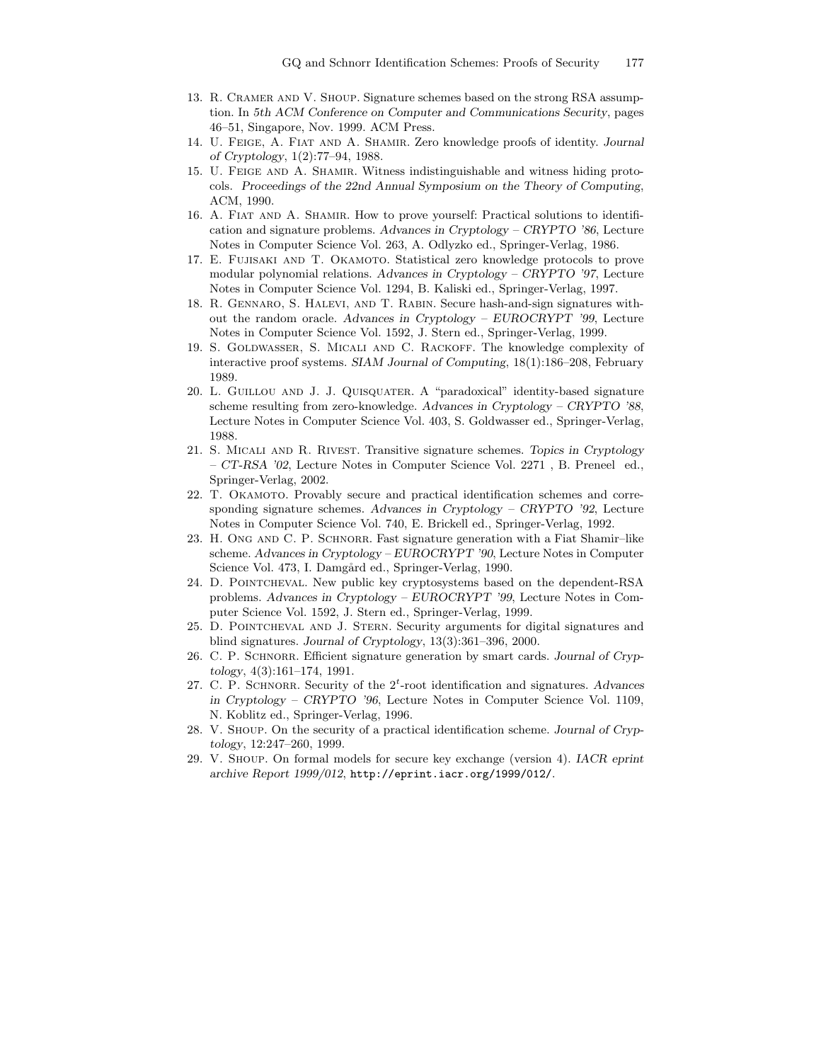13. R. Cramer and V. Shoup. Signature schemes based on the strong RSA assumption. In *5th ACM Conference on Computer and Communications Security*, pages 46–51, Singapore, Nov. 1999. ACM Press.
14. U. Feige, A. Fiat and A. Shamir. Zero knowledge proofs of identity. *Journal of Cryptology*, 1(2):77–94, 1988.
15. U. Feige and A. Shamir. Witness indistinguishable and witness hiding protocols. *Proceedings of the 22nd Annual Symposium on the Theory of Computing*, ACM, 1990.
16. A. Fiat and A. Shamir. How to prove yourself: Practical solutions to identification and signature problems. *Advances in Cryptology – CRYPTO '86*, Lecture Notes in Computer Science Vol. 263, A. Odlyzko ed., Springer-Verlag, 1986.
17. E. Fujisaki and T. Okamoto. Statistical zero knowledge protocols to prove modular polynomial relations. *Advances in Cryptology – CRYPTO '97*, Lecture Notes in Computer Science Vol. 1294, B. Kaliski ed., Springer-Verlag, 1997.
18. R. Gennaro, S. Halevi, and T. Rabin. Secure hash-and-sign signatures without the random oracle. *Advances in Cryptology – EUROCRYPT '99*, Lecture Notes in Computer Science Vol. 1592, J. Stern ed., Springer-Verlag, 1999.
19. S. Goldwasser, S. Micali and C. Rackoff. The knowledge complexity of interactive proof systems. *SIAM Journal of Computing*, 18(1):186–208, February 1989.
20. L. Guillou and J. J. Quisquater. A "paradoxical" identity-based signature scheme resulting from zero-knowledge. *Advances in Cryptology – CRYPTO '88*, Lecture Notes in Computer Science Vol. 403, S. Goldwasser ed., Springer-Verlag, 1988.
21. S. Micali and R. Rivest. Transitive signature schemes. *Topics in Cryptology – CT-RSA '02*, Lecture Notes in Computer Science Vol. 2271 , B. Preneel ed., Springer-Verlag, 2002.
22. T. Okamoto. Provably secure and practical identification schemes and corresponding signature schemes. *Advances in Cryptology – CRYPTO '92*, Lecture Notes in Computer Science Vol. 740, E. Brickell ed., Springer-Verlag, 1992.
23. H. Ong and C. P. Schnorr. Fast signature generation with a Fiat Shamir–like scheme. *Advances in Cryptology – EUROCRYPT '90*, Lecture Notes in Computer Science Vol. 473, I. Damgård ed., Springer-Verlag, 1990.
24. D. Pointcheval. New public key cryptosystems based on the dependent-RSA problems. *Advances in Cryptology – EUROCRYPT '99*, Lecture Notes in Computer Science Vol. 1592, J. Stern ed., Springer-Verlag, 1999.
25. D. Pointcheval and J. Stern. Security arguments for digital signatures and blind signatures. *Journal of Cryptology*, 13(3):361–396, 2000.
26. C. P. Schnorr. Efficient signature generation by smart cards. *Journal of Cryptology*, 4(3):161–174, 1991.
27. C. P. Schnorr. Security of the $2^t$-root identification and signatures. *Advances in Cryptology – CRYPTO '96*, Lecture Notes in Computer Science Vol. 1109, N. Koblitz ed., Springer-Verlag, 1996.
28. V. Shoup. On the security of a practical identification scheme. *Journal of Cryptology*, 12:247–260, 1999.
29. V. Shoup. On formal models for secure key exchange (version 4). *IACR eprint archive Report 1999/012*, `http://eprint.iacr.org/1999/012/`.